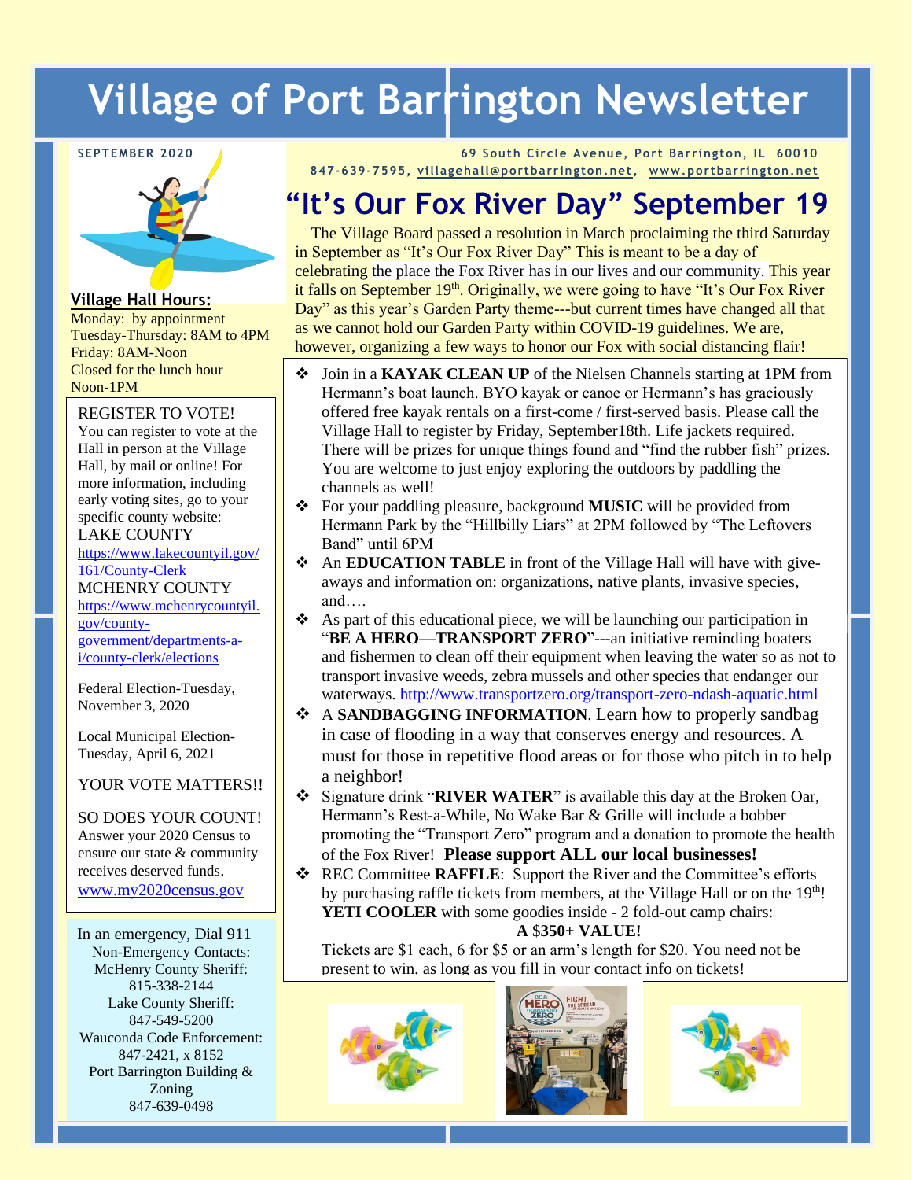# Village of Port Barrington Newsletter

**SEPTEMBER 2020**

69 South Circle Avenue, Port Barrington, IL 60010
847-639-7595, villagehall@portbarrington.net, www.portbarrington.net

**Village Hall Hours:**
Monday: by appointment
Tuesday-Thursday: 8AM to 4PM
Friday: 8AM-Noon
Closed for the lunch hour Noon-1PM

REGISTER TO VOTE!
You can register to vote at the Hall in person at the Village Hall, by mail or online! For more information, including early voting sites, go to your specific county website:
LAKE COUNTY
https://www.lakecountyil.gov/161/County-Clerk
MCHENRY COUNTY
https://www.mchenrycountyil.gov/county-government/departments-a-i/county-clerk/elections

Federal Election-Tuesday, November 3, 2020

Local Municipal Election-Tuesday, April 6, 2021

YOUR VOTE MATTERS!!

SO DOES YOUR COUNT!
Answer your 2020 Census to ensure our state & community receives deserved funds.
www.my2020census.gov

In an emergency, Dial 911
Non-Emergency Contacts:
McHenry County Sheriff: 815-338-2144
Lake County Sheriff: 847-549-5200
Wauconda Code Enforcement: 847-2421, x 8152
Port Barrington Building & Zoning
847-639-0498

## "It's Our Fox River Day" September 19

The Village Board passed a resolution in March proclaiming the third Saturday in September as "It's Our Fox River Day" This is meant to be a day of celebrating the place the Fox River has in our lives and our community. This year it falls on September 19th. Originally, we were going to have "It's Our Fox River Day" as this year's Garden Party theme---but current times have changed all that as we cannot hold our Garden Party within COVID-19 guidelines. We are, however, organizing a few ways to honor our Fox with social distancing flair!

- Join in a **KAYAK CLEAN UP** of the Nielsen Channels starting at 1PM from Hermann's boat launch. BYO kayak or canoe or Hermann's has graciously offered free kayak rentals on a first-come / first-served basis. Please call the Village Hall to register by Friday, September18th. Life jackets required. There will be prizes for unique things found and "find the rubber fish" prizes. You are welcome to just enjoy exploring the outdoors by paddling the channels as well!
- For your paddling pleasure, background **MUSIC** will be provided from Hermann Park by the "Hillbilly Liars" at 2PM followed by "The Leftovers Band" until 6PM
- An **EDUCATION TABLE** in front of the Village Hall will have with give-aways and information on: organizations, native plants, invasive species, and….
- As part of this educational piece, we will be launching our participation in "**BE A HERO—TRANSPORT ZERO**"---an initiative reminding boaters and fishermen to clean off their equipment when leaving the water so as not to transport invasive weeds, zebra mussels and other species that endanger our waterways. http://www.transportzero.org/transport-zero-ndash-aquatic.html
- A **SANDBAGGING INFORMATION**. Learn how to properly sandbag in case of flooding in a way that conserves energy and resources. A must for those in repetitive flood areas or for those who pitch in to help a neighbor!
- Signature drink "**RIVER WATER**" is available this day at the Broken Oar, Hermann's Rest-a-While, No Wake Bar & Grille will include a bobber promoting the "Transport Zero" program and a donation to promote the health of the Fox River! **Please support ALL our local businesses!**
- REC Committee **RAFFLE**: Support the River and the Committee's efforts by purchasing raffle tickets from members, at the Village Hall or on the 19th! **YETI COOLER** with some goodies inside - 2 fold-out camp chairs:
  **A $350+ VALUE!**
  Tickets are $1 each, 6 for $5 or an arm's length for $20. You need not be present to win, as long as you fill in your contact info on tickets!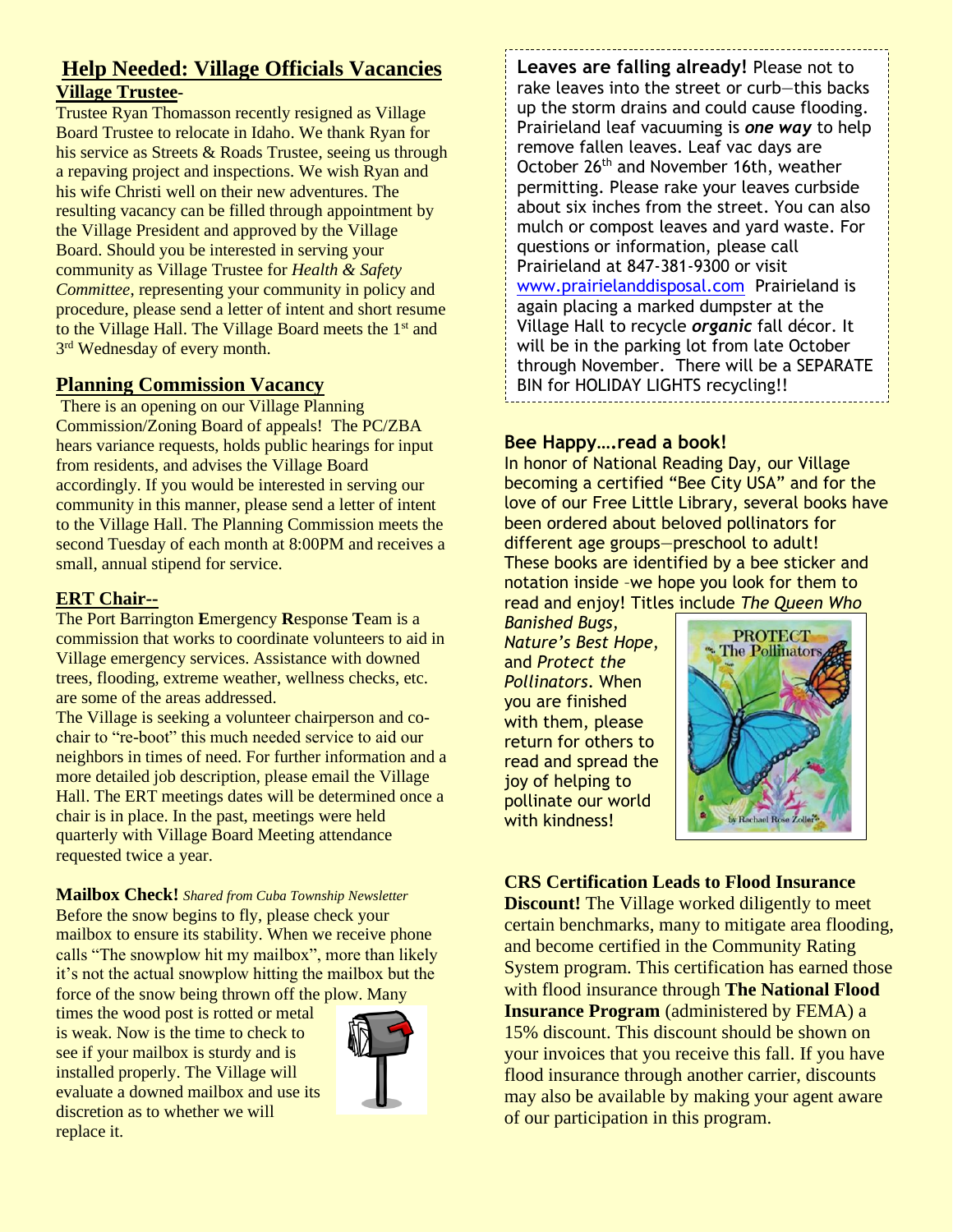## Help Needed: Village Officials Vacancies

### Village Trustee-

Trustee Ryan Thomasson recently resigned as Village Board Trustee to relocate in Idaho. We thank Ryan for his service as Streets & Roads Trustee, seeing us through a repaving project and inspections. We wish Ryan and his wife Christi well on their new adventures. The resulting vacancy can be filled through appointment by the Village President and approved by the Village Board. Should you be interested in serving your community as Village Trustee for *Health & Safety Committee*, representing your community in policy and procedure, please send a letter of intent and short resume to the Village Hall. The Village Board meets the 1st and 3rd Wednesday of every month.

### Planning Commission Vacancy

There is an opening on our Village Planning Commission/Zoning Board of appeals! The PC/ZBA hears variance requests, holds public hearings for input from residents, and advises the Village Board accordingly. If you would be interested in serving our community in this manner, please send a letter of intent to the Village Hall. The Planning Commission meets the second Tuesday of each month at 8:00PM and receives a small, annual stipend for service.

### ERT Chair--

The Port Barrington **E**mergency **R**esponse **T**eam is a commission that works to coordinate volunteers to aid in Village emergency services. Assistance with downed trees, flooding, extreme weather, wellness checks, etc. are some of the areas addressed.

The Village is seeking a volunteer chairperson and co-chair to "re-boot" this much needed service to aid our neighbors in times of need. For further information and a more detailed job description, please email the Village Hall. The ERT meetings dates will be determined once a chair is in place. In the past, meetings were held quarterly with Village Board Meeting attendance requested twice a year.

**Mailbox Check!** *Shared from Cuba Township Newsletter*

Before the snow begins to fly, please check your mailbox to ensure its stability. When we receive phone calls "The snowplow hit my mailbox", more than likely it's not the actual snowplow hitting the mailbox but the force of the snow being thrown off the plow. Many times the wood post is rotted or metal is weak. Now is the time to check to see if your mailbox is sturdy and is installed properly. The Village will evaluate a downed mailbox and use its discretion as to whether we will replace it.

**Leaves are falling already!** Please not to rake leaves into the street or curb—this backs up the storm drains and could cause flooding. Prairieland leaf vacuuming is ***one way*** to help remove fallen leaves. Leaf vac days are October 26th and November 16th, weather permitting. Please rake your leaves curbside about six inches from the street. You can also mulch or compost leaves and yard waste. For questions or information, please call Prairieland at 847-381-9300 or visit www.prairielanddisposal.com Prairieland is again placing a marked dumpster at the Village Hall to recycle ***organic*** fall décor. It will be in the parking lot from late October through November. There will be a SEPARATE BIN for HOLIDAY LIGHTS recycling!!

### Bee Happy….read a book!

In honor of National Reading Day, our Village becoming a certified "Bee City USA" and for the love of our Free Little Library, several books have been ordered about beloved pollinators for different age groups—preschool to adult! These books are identified by a bee sticker and notation inside -we hope you look for them to read and enjoy! Titles include *The Queen Who Banished Bugs*, *Nature's Best Hope*, and *Protect the Pollinators*. When you are finished with them, please return for others to read and spread the joy of helping to pollinate our world with kindness!

**CRS Certification Leads to Flood Insurance Discount!** The Village worked diligently to meet certain benchmarks, many to mitigate area flooding, and become certified in the Community Rating System program. This certification has earned those with flood insurance through **The National Flood Insurance Program** (administered by FEMA) a 15% discount. This discount should be shown on your invoices that you receive this fall. If you have flood insurance through another carrier, discounts may also be available by making your agent aware of our participation in this program.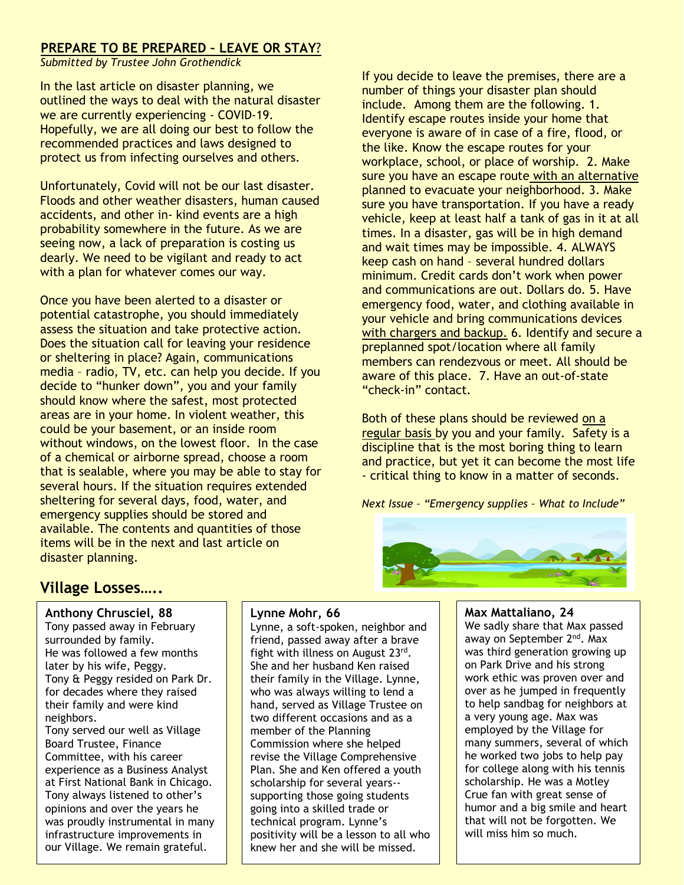## PREPARE TO BE PREPARED – LEAVE OR STAY?

*Submitted by Trustee John Grothendick*

In the last article on disaster planning, we outlined the ways to deal with the natural disaster we are currently experiencing - COVID-19. Hopefully, we are all doing our best to follow the recommended practices and laws designed to protect us from infecting ourselves and others.

Unfortunately, Covid will not be our last disaster. Floods and other weather disasters, human caused accidents, and other in- kind events are a high probability somewhere in the future. As we are seeing now, a lack of preparation is costing us dearly. We need to be vigilant and ready to act with a plan for whatever comes our way.

Once you have been alerted to a disaster or potential catastrophe, you should immediately assess the situation and take protective action. Does the situation call for leaving your residence or sheltering in place? Again, communications media – radio, TV, etc. can help you decide. If you decide to "hunker down", you and your family should know where the safest, most protected areas are in your home. In violent weather, this could be your basement, or an inside room without windows, on the lowest floor. In the case of a chemical or airborne spread, choose a room that is sealable, where you may be able to stay for several hours. If the situation requires extended sheltering for several days, food, water, and emergency supplies should be stored and available. The contents and quantities of those items will be in the next and last article on disaster planning.

If you decide to leave the premises, there are a number of things your disaster plan should include. Among them are the following. 1. Identify escape routes inside your home that everyone is aware of in case of a fire, flood, or the like. Know the escape routes for your workplace, school, or place of worship. 2. Make sure you have an escape route with an alternative planned to evacuate your neighborhood. 3. Make sure you have transportation. If you have a ready vehicle, keep at least half a tank of gas in it at all times. In a disaster, gas will be in high demand and wait times may be impossible. 4. ALWAYS keep cash on hand – several hundred dollars minimum. Credit cards don't work when power and communications are out. Dollars do. 5. Have emergency food, water, and clothing available in your vehicle and bring communications devices with chargers and backup. 6. Identify and secure a preplanned spot/location where all family members can rendezvous or meet. All should be aware of this place. 7. Have an out-of-state "check-in" contact.

Both of these plans should be reviewed on a regular basis by you and your family. Safety is a discipline that is the most boring thing to learn and practice, but yet it can become the most life - critical thing to know in a matter of seconds.

*Next Issue – "Emergency supplies – What to Include"*

## Village Losses…..

**Anthony Chrusciel, 88**
Tony passed away in February surrounded by family. He was followed a few months later by his wife, Peggy. Tony & Peggy resided on Park Dr. for decades where they raised their family and were kind neighbors. Tony served our well as Village Board Trustee, Finance Committee, with his career experience as a Business Analyst at First National Bank in Chicago. Tony always listened to other's opinions and over the years he was proudly instrumental in many infrastructure improvements in our Village. We remain grateful.

**Lynne Mohr, 66**
Lynne, a soft-spoken, neighbor and friend, passed away after a brave fight with illness on August 23rd. She and her husband Ken raised their family in the Village. Lynne, who was always willing to lend a hand, served as Village Trustee on two different occasions and as a member of the Planning Commission where she helped revise the Village Comprehensive Plan. She and Ken offered a youth scholarship for several years--supporting those going students going into a skilled trade or technical program. Lynne's positivity will be a lesson to all who knew her and she will be missed.

**Max Mattaliano, 24**
We sadly share that Max passed away on September 2nd. Max was third generation growing up on Park Drive and his strong work ethic was proven over and over as he jumped in frequently to help sandbag for neighbors at a very young age. Max was employed by the Village for many summers, several of which he worked two jobs to help pay for college along with his tennis scholarship. He was a Motley Crue fan with great sense of humor and a big smile and heart that will not be forgotten. We will miss him so much.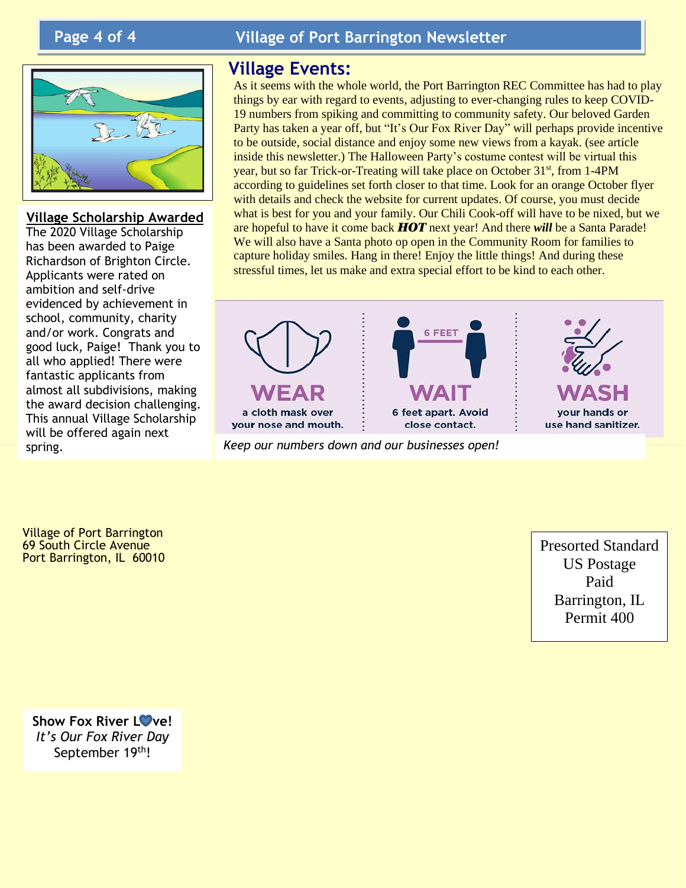## Village Events:

As it seems with the whole world, the Port Barrington REC Committee has had to play things by ear with regard to events, adjusting to ever-changing rules to keep COVID-19 numbers from spiking and committing to community safety. Our beloved Garden Party has taken a year off, but "It's Our Fox River Day" will perhaps provide incentive to be outside, social distance and enjoy some new views from a kayak. (see article inside this newsletter.) The Halloween Party's costume contest will be virtual this year, but so far Trick-or-Treating will take place on October 31st, from 1-4PM according to guidelines set forth closer to that time. Look for an orange October flyer with details and check the website for current updates. Of course, you must decide what is best for you and your family. Our Chili Cook-off will have to be nixed, but we are hopeful to have it come back ***HOT*** next year! And there ***will*** be a Santa Parade! We will also have a Santa photo op open in the Community Room for families to capture holiday smiles. Hang in there! Enjoy the little things! And during these stressful times, let us make and extra special effort to be kind to each other.

**WEAR** a cloth mask over your nose and mouth.

**WAIT** 6 feet apart. Avoid close contact.

**WASH** your hands or use hand sanitizer.

*Keep our numbers down and our businesses open!*

### Village Scholarship Awarded

The 2020 Village Scholarship has been awarded to Paige Richardson of Brighton Circle. Applicants were rated on ambition and self-drive evidenced by achievement in school, community, charity and/or work. Congrats and good luck, Paige! Thank you to all who applied! There were fantastic applicants from almost all subdivisions, making the award decision challenging. This annual Village Scholarship will be offered again next spring.

Village of Port Barrington
69 South Circle Avenue
Port Barrington, IL 60010

Presorted Standard
US Postage
Paid
Barrington, IL
Permit 400

**Show Fox River L💙ve!**
*It's Our Fox River Day*
September 19th!